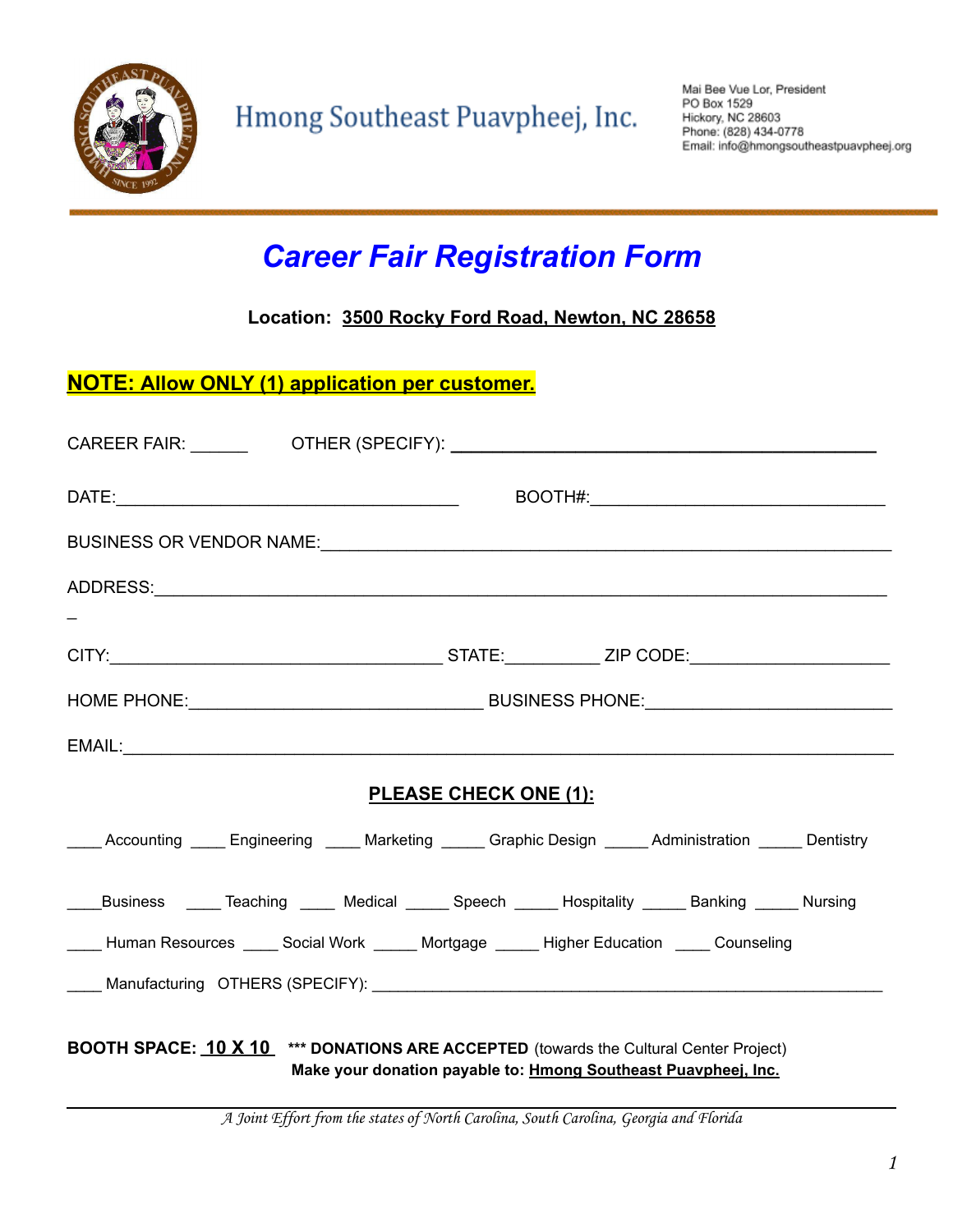Hmong Southeast Puavpheej, Inc.

Mai Bee Vue Lor, President
PO Box 1529
Hickory, NC 28603
Phone: (828) 434-0778
Email: info@hmongsoutheastpuavpheej.org

# *Career Fair Registration Form*

**Location: 3500 Rocky Ford Road, Newton, NC 28658**

**NOTE: Allow ONLY (1) application per customer.**

CAREER FAIR: ______ OTHER (SPECIFY): ___________________________________________

DATE:___________________________________ BOOTH#:_______________________________

BUSINESS OR VENDOR NAME:_________________________________________________________

ADDRESS:_________________________________________________________________________
_

CITY:___________________________________ STATE:__________ ZIP CODE:____________________

HOME PHONE:______________________________ BUSINESS PHONE:________________________

EMAIL:___________________________________________________________________________

**PLEASE CHECK ONE (1):**

____ Accounting ____ Engineering ____ Marketing _____ Graphic Design _____ Administration _____ Dentistry

____Business ____ Teaching ____ Medical _____ Speech _____ Hospitality _____ Banking _____ Nursing

____ Human Resources ____ Social Work _____ Mortgage _____ Higher Education ____ Counseling

____ Manufacturing OTHERS (SPECIFY): ____________________________________________________

**BOOTH SPACE: 10 X 10** **\*\*\* DONATIONS ARE ACCEPTED** (towards the Cultural Center Project)
**Make your donation payable to: Hmong Southeast Puavpheej, Inc.**

*A Joint Effort from the states of North Carolina, South Carolina, Georgia and Florida*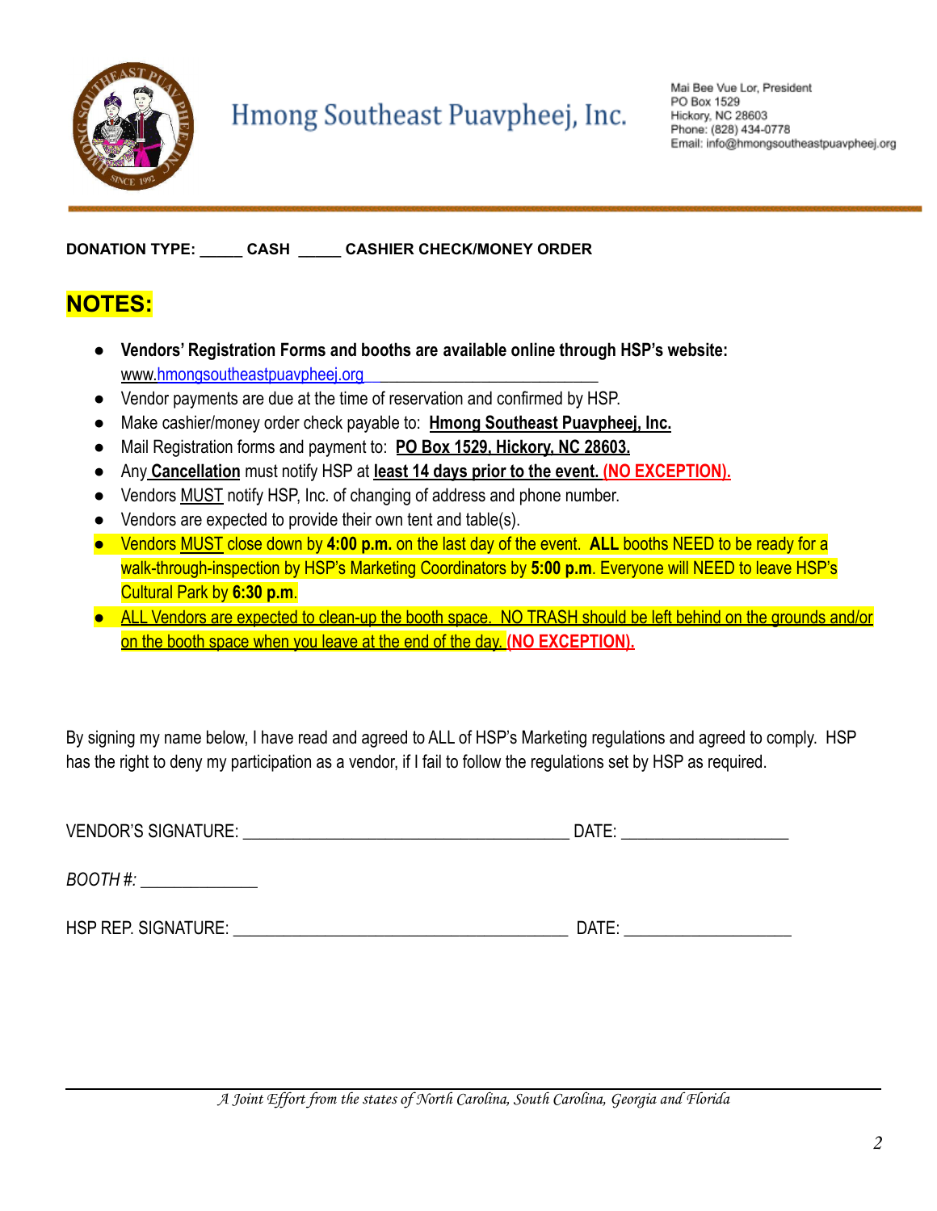# Hmong Southeast Puavpheej, Inc.

Mai Bee Vue Lor, President
PO Box 1529
Hickory, NC 28603
Phone: (828) 434-0778
Email: info@hmongsoutheastpuavpheej.org

**DONATION TYPE: _____ CASH _____ CASHIER CHECK/MONEY ORDER**

## NOTES:

- **Vendors' Registration Forms and booths are available online through HSP's website:** www.hmongsoutheastpuavpheej.org
- Vendor payments are due at the time of reservation and confirmed by HSP.
- Make cashier/money order check payable to: **Hmong Southeast Puavpheej, Inc.**
- Mail Registration forms and payment to: **PO Box 1529, Hickory, NC 28603.**
- Any **Cancellation** must notify HSP at **least 14 days prior to the event. (NO EXCEPTION).**
- Vendors MUST notify HSP, Inc. of changing of address and phone number.
- Vendors are expected to provide their own tent and table(s).
- Vendors MUST close down by **4:00 p.m.** on the last day of the event. **ALL** booths NEED to be ready for a walk-through-inspection by HSP's Marketing Coordinators by **5:00 p.m**. Everyone will NEED to leave HSP's Cultural Park by **6:30 p.m**.
- ALL Vendors are expected to clean-up the booth space. NO TRASH should be left behind on the grounds and/or on the booth space when you leave at the end of the day. **(NO EXCEPTION).**

By signing my name below, I have read and agreed to ALL of HSP's Marketing regulations and agreed to comply. HSP has the right to deny my participation as a vendor, if I fail to follow the regulations set by HSP as required.

VENDOR'S SIGNATURE: ______________________________________ DATE: ___________________

*BOOTH #:* _____________

HSP REP. SIGNATURE: ______________________________________ DATE: ___________________

*A Joint Effort from the states of North Carolina, South Carolina, Georgia and Florida*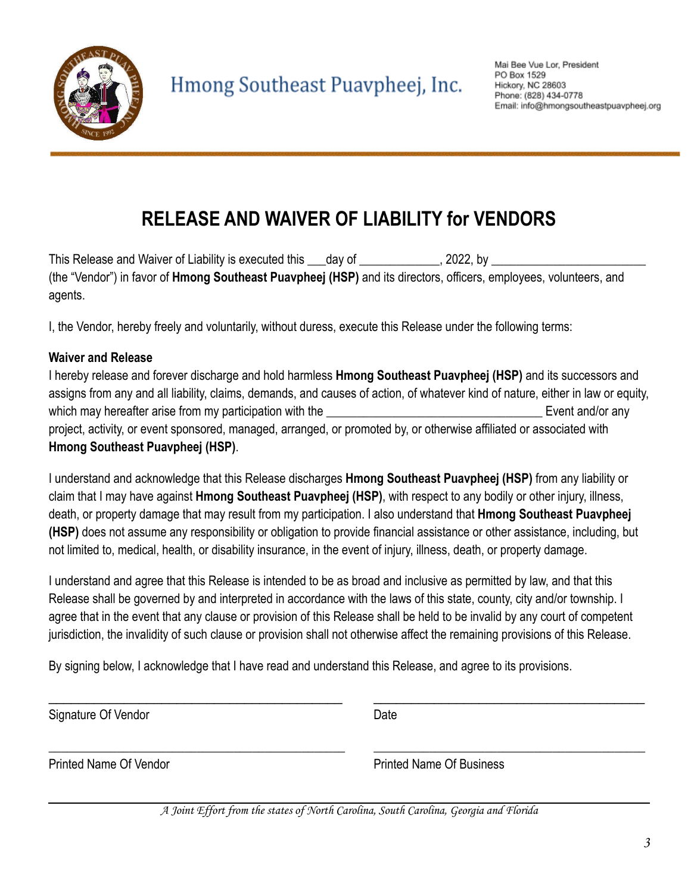Hmong Southeast Puavpheej, Inc.

Mai Bee Vue Lor, President
PO Box 1529
Hickory, NC 28603
Phone: (828) 434-0778
Email: info@hmongsoutheastpuavpheej.org

# RELEASE AND WAIVER OF LIABILITY for VENDORS

This Release and Waiver of Liability is executed this ___day of ____________, 2022, by ________________________ (the "Vendor") in favor of **Hmong Southeast Puavpheej (HSP)** and its directors, officers, employees, volunteers, and agents.

I, the Vendor, hereby freely and voluntarily, without duress, execute this Release under the following terms:

**Waiver and Release**

I hereby release and forever discharge and hold harmless **Hmong Southeast Puavpheej (HSP)** and its successors and assigns from any and all liability, claims, demands, and causes of action, of whatever kind of nature, either in law or equity, which may hereafter arise from my participation with the _________________________________ Event and/or any project, activity, or event sponsored, managed, arranged, or promoted by, or otherwise affiliated or associated with **Hmong Southeast Puavpheej (HSP)**.

I understand and acknowledge that this Release discharges **Hmong Southeast Puavpheej (HSP)** from any liability or claim that I may have against **Hmong Southeast Puavpheej (HSP)**, with respect to any bodily or other injury, illness, death, or property damage that may result from my participation. I also understand that **Hmong Southeast Puavpheej (HSP)** does not assume any responsibility or obligation to provide financial assistance or other assistance, including, but not limited to, medical, health, or disability insurance, in the event of injury, illness, death, or property damage.

I understand and agree that this Release is intended to be as broad and inclusive as permitted by law, and that this Release shall be governed by and interpreted in accordance with the laws of this state, county, city and/or township. I agree that in the event that any clause or provision of this Release shall be held to be invalid by any court of competent jurisdiction, the invalidity of such clause or provision shall not otherwise affect the remaining provisions of this Release.

By signing below, I acknowledge that I have read and understand this Release, and agree to its provisions.

_______________________________________ &nbsp;&nbsp;&nbsp; _______________________________________

Signature Of Vendor &nbsp;&nbsp;&nbsp; Date

_______________________________________ &nbsp;&nbsp;&nbsp; _______________________________________

Printed Name Of Vendor &nbsp;&nbsp;&nbsp; Printed Name Of Business

*A Joint Effort from the states of North Carolina, South Carolina, Georgia and Florida*